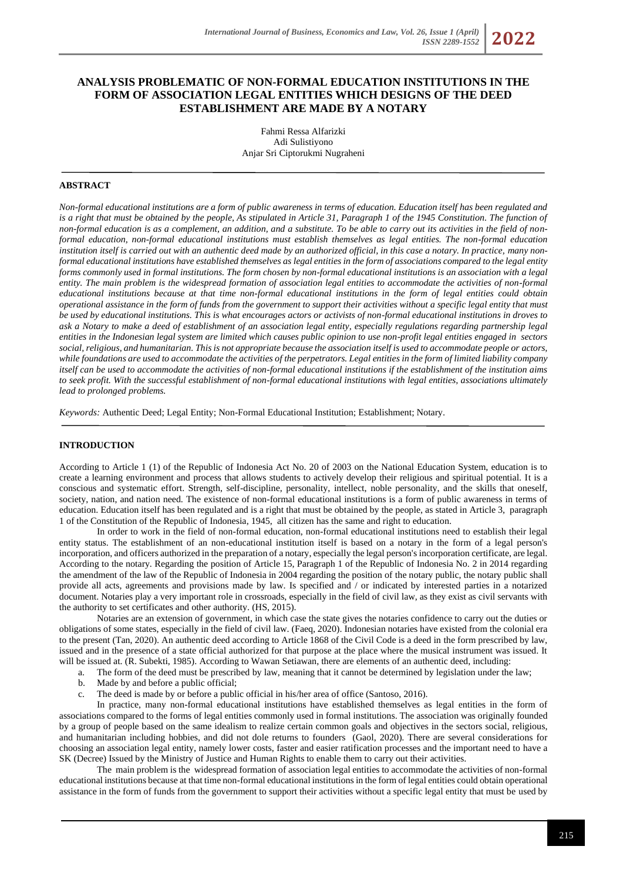# ANALYSIS PROBLEMATIC OF NON-FORMAL EDUCATION INSTITUTIONS IN THE FORM OF ASSOCIATION LEGAL ENTITIES WHICH DESIGNS OF THE DEED ESTABLISHMENT ARE MADE BY A NOTARY

Fahmi Ressa Alfarizki
Adi Sulistiyono
Anjar Sri Ciptorukmi Nugraheni

## ABSTRACT

*Non-formal educational institutions are a form of public awareness in terms of education. Education itself has been regulated and is a right that must be obtained by the people, As stipulated in Article 31, Paragraph 1 of the 1945 Constitution. The function of non-formal education is as a complement, an addition, and a substitute. To be able to carry out its activities in the field of non-formal education, non-formal educational institutions must establish themselves as legal entities. The non-formal education institution itself is carried out with an authentic deed made by an authorized official, in this case a notary. In practice, many non-formal educational institutions have established themselves as legal entities in the form of associations compared to the legal entity forms commonly used in formal institutions. The form chosen by non-formal educational institutions is an association with a legal entity. The main problem is the widespread formation of association legal entities to accommodate the activities of non-formal educational institutions because at that time non-formal educational institutions in the form of legal entities could obtain operational assistance in the form of funds from the government to support their activities without a specific legal entity that must be used by educational institutions. This is what encourages actors or activists of non-formal educational institutions in droves to ask a Notary to make a deed of establishment of an association legal entity, especially regulations regarding partnership legal entities in the Indonesian legal system are limited which causes public opinion to use non-profit legal entities engaged in sectors social, religious, and humanitarian. This is not appropriate because the association itself is used to accommodate people or actors, while foundations are used to accommodate the activities of the perpetrators. Legal entities in the form of limited liability company itself can be used to accommodate the activities of non-formal educational institutions if the establishment of the institution aims to seek profit. With the successful establishment of non-formal educational institutions with legal entities, associations ultimately lead to prolonged problems.*

*Keywords:* Authentic Deed; Legal Entity; Non-Formal Educational Institution; Establishment; Notary.

## INTRODUCTION

According to Article 1 (1) of the Republic of Indonesia Act No. 20 of 2003 on the National Education System, education is to create a learning environment and process that allows students to actively develop their religious and spiritual potential. It is a conscious and systematic effort. Strength, self-discipline, personality, intellect, noble personality, and the skills that oneself, society, nation, and nation need. The existence of non-formal educational institutions is a form of public awareness in terms of education. Education itself has been regulated and is a right that must be obtained by the people, as stated in Article 3, paragraph 1 of the Constitution of the Republic of Indonesia, 1945, all citizen has the same and right to education.

In order to work in the field of non-formal education, non-formal educational institutions need to establish their legal entity status. The establishment of an non-educational institution itself is based on a notary in the form of a legal person's incorporation, and officers authorized in the preparation of a notary, especially the legal person's incorporation certificate, are legal. According to the notary. Regarding the position of Article 15, Paragraph 1 of the Republic of Indonesia No. 2 in 2014 regarding the amendment of the law of the Republic of Indonesia in 2004 regarding the position of the notary public, the notary public shall provide all acts, agreements and provisions made by law. Is specified and / or indicated by interested parties in a notarized document. Notaries play a very important role in crossroads, especially in the field of civil law, as they exist as civil servants with the authority to set certificates and other authority. (HS, 2015).

Notaries are an extension of government, in which case the state gives the notaries confidence to carry out the duties or obligations of some states, especially in the field of civil law. (Faeq, 2020). Indonesian notaries have existed from the colonial era to the present (Tan, 2020). An authentic deed according to Article 1868 of the Civil Code is a deed in the form prescribed by law, issued and in the presence of a state official authorized for that purpose at the place where the musical instrument was issued. It will be issued at. (R. Subekti, 1985). According to Wawan Setiawan, there are elements of an authentic deed, including:

a. The form of the deed must be prescribed by law, meaning that it cannot be determined by legislation under the law;
b. Made by and before a public official;
c. The deed is made by or before a public official in his/her area of office (Santoso, 2016).

In practice, many non-formal educational institutions have established themselves as legal entities in the form of associations compared to the forms of legal entities commonly used in formal institutions. The association was originally founded by a group of people based on the same idealism to realize certain common goals and objectives in the sectors social, religious, and humanitarian including hobbies, and did not dole returns to founders (Gaol, 2020). There are several considerations for choosing an association legal entity, namely lower costs, faster and easier ratification processes and the important need to have a SK (Decree) Issued by the Ministry of Justice and Human Rights to enable them to carry out their activities.

The main problem is the widespread formation of association legal entities to accommodate the activities of non-formal educational institutions because at that time non-formal educational institutions in the form of legal entities could obtain operational assistance in the form of funds from the government to support their activities without a specific legal entity that must be used by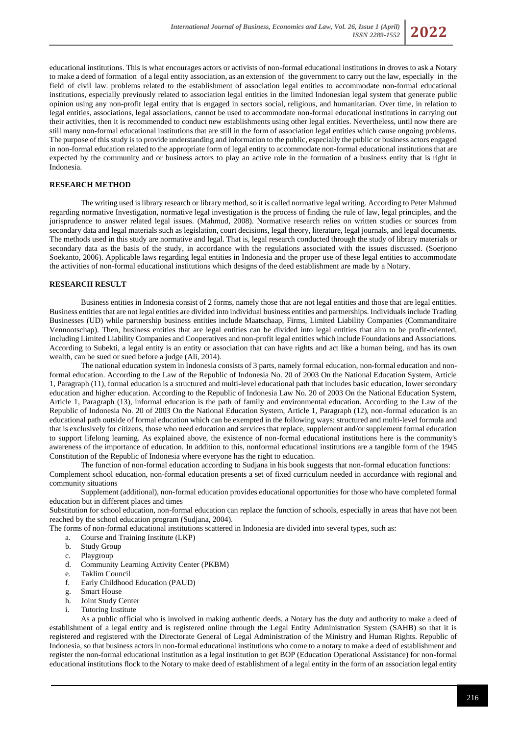educational institutions. This is what encourages actors or activists of non-formal educational institutions in droves to ask a Notary to make a deed of formation of a legal entity association, as an extension of the government to carry out the law, especially in the field of civil law. problems related to the establishment of association legal entities to accommodate non-formal educational institutions, especially previously related to association legal entities in the limited Indonesian legal system that generate public opinion using any non-profit legal entity that is engaged in sectors social, religious, and humanitarian. Over time, in relation to legal entities, associations, legal associations, cannot be used to accommodate non-formal educational institutions in carrying out their activities, then it is recommended to conduct new establishments using other legal entities. Nevertheless, until now there are still many non-formal educational institutions that are still in the form of association legal entities which cause ongoing problems. The purpose of this study is to provide understanding and information to the public, especially the public or business actors engaged in non-formal education related to the appropriate form of legal entity to accommodate non-formal educational institutions that are expected by the community and or business actors to play an active role in the formation of a business entity that is right in Indonesia.

## RESEARCH METHOD

The writing used is library research or library method, so it is called normative legal writing. According to Peter Mahmud regarding normative Investigation, normative legal investigation is the process of finding the rule of law, legal principles, and the jurisprudence to answer related legal issues. (Mahmud, 2008). Normative research relies on written studies or sources from secondary data and legal materials such as legislation, court decisions, legal theory, literature, legal journals, and legal documents. The methods used in this study are normative and legal. That is, legal research conducted through the study of library materials or secondary data as the basis of the study, in accordance with the regulations associated with the issues discussed. (Soerjono Soekanto, 2006). Applicable laws regarding legal entities in Indonesia and the proper use of these legal entities to accommodate the activities of non-formal educational institutions which designs of the deed establishment are made by a Notary.

## RESEARCH RESULT

Business entities in Indonesia consist of 2 forms, namely those that are not legal entities and those that are legal entities. Business entities that are not legal entities are divided into individual business entities and partnerships. Individuals include Trading Businesses (UD) while partnership business entities include Maatschaap, Firms, Limited Liability Companies (Commanditaire Vennootschap). Then, business entities that are legal entities can be divided into legal entities that aim to be profit-oriented, including Limited Liability Companies and Cooperatives and non-profit legal entities which include Foundations and Associations. According to Subekti, a legal entity is an entity or association that can have rights and act like a human being, and has its own wealth, can be sued or sued before a judge (Ali, 2014).

The national education system in Indonesia consists of 3 parts, namely formal education, non-formal education and non-formal education. According to the Law of the Republic of Indonesia No. 20 of 2003 On the National Education System, Article 1, Paragraph (11), formal education is a structured and multi-level educational path that includes basic education, lower secondary education and higher education. According to the Republic of Indonesia Law No. 20 of 2003 On the National Education System, Article 1, Paragraph (13), informal education is the path of family and environmental education. According to the Law of the Republic of Indonesia No. 20 of 2003 On the National Education System, Article 1, Paragraph (12), non-formal education is an educational path outside of formal education which can be exempted in the following ways: structured and multi-level formula and that is exclusively for citizens, those who need education and services that replace, supplement and/or supplement formal education to support lifelong learning. As explained above, the existence of non-formal educational institutions here is the community's awareness of the importance of education. In addition to this, nonformal educational institutions are a tangible form of the 1945 Constitution of the Republic of Indonesia where everyone has the right to education.

The function of non-formal education according to Sudjana in his book suggests that non-formal education functions:

Complement school education, non-formal education presents a set of fixed curriculum needed in accordance with regional and community situations

Supplement (additional), non-formal education provides educational opportunities for those who have completed formal education but in different places and times

Substitution for school education, non-formal education can replace the function of schools, especially in areas that have not been reached by the school education program (Sudjana, 2004).

The forms of non-formal educational institutions scattered in Indonesia are divided into several types, such as:

a. Course and Training Institute (LKP)
b. Study Group
c. Playgroup
d. Community Learning Activity Center (PKBM)
e. Taklim Council
f. Early Childhood Education (PAUD)
g. Smart House
h. Joint Study Center
i. Tutoring Institute

As a public official who is involved in making authentic deeds, a Notary has the duty and authority to make a deed of establishment of a legal entity and is registered online through the Legal Entity Administration System (SAHB) so that it is registered and registered with the Directorate General of Legal Administration of the Ministry and Human Rights. Republic of Indonesia, so that business actors in non-formal educational institutions who come to a notary to make a deed of establishment and register the non-formal educational institution as a legal institution to get BOP (Education Operational Assistance) for non-formal educational institutions flock to the Notary to make deed of establishment of a legal entity in the form of an association legal entity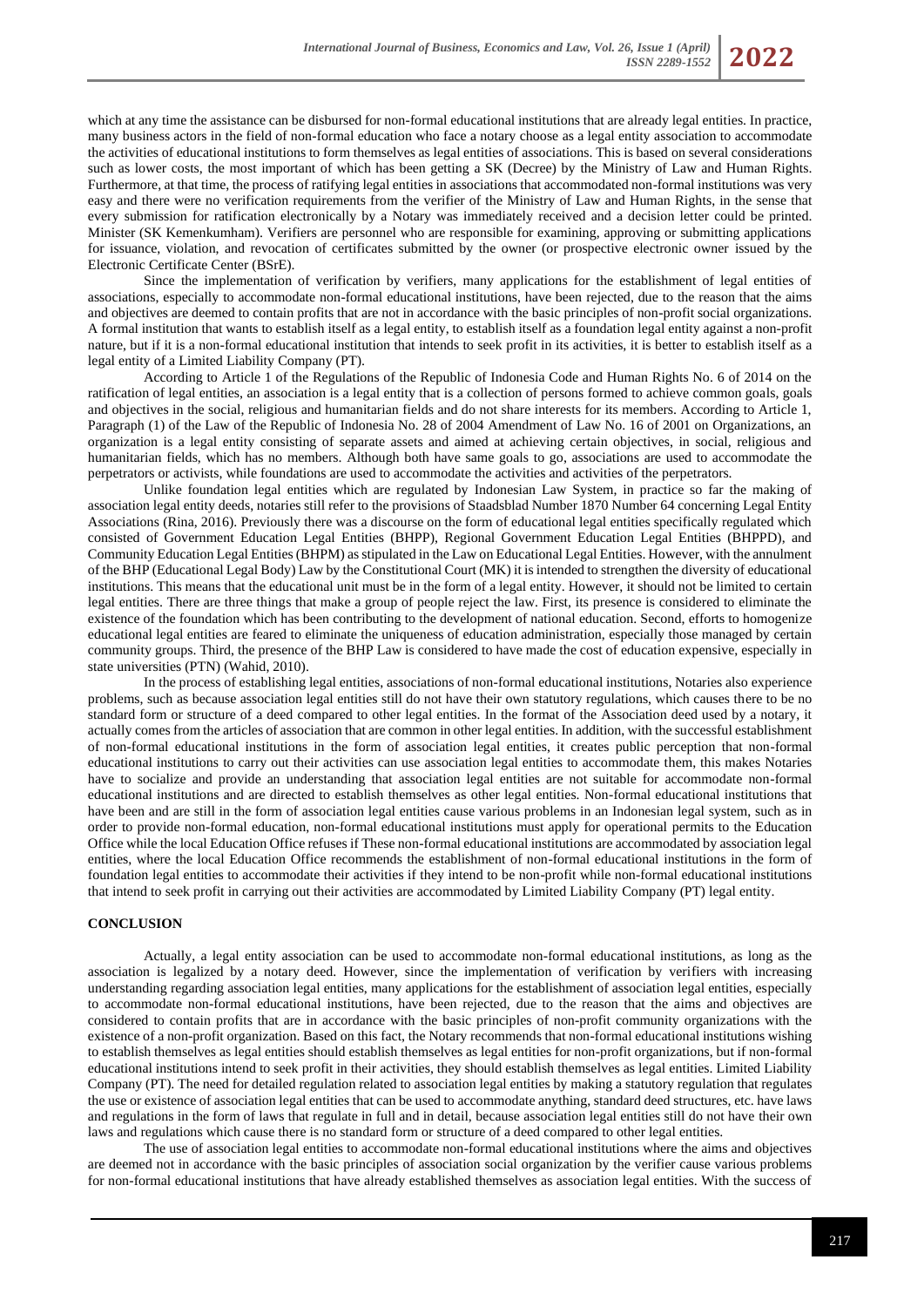which at any time the assistance can be disbursed for non-formal educational institutions that are already legal entities. In practice, many business actors in the field of non-formal education who face a notary choose as a legal entity association to accommodate the activities of educational institutions to form themselves as legal entities of associations. This is based on several considerations such as lower costs, the most important of which has been getting a SK (Decree) by the Ministry of Law and Human Rights. Furthermore, at that time, the process of ratifying legal entities in associations that accommodated non-formal institutions was very easy and there were no verification requirements from the verifier of the Ministry of Law and Human Rights, in the sense that every submission for ratification electronically by a Notary was immediately received and a decision letter could be printed. Minister (SK Kemenkumham). Verifiers are personnel who are responsible for examining, approving or submitting applications for issuance, violation, and revocation of certificates submitted by the owner (or prospective electronic owner issued by the Electronic Certificate Center (BSrE).

Since the implementation of verification by verifiers, many applications for the establishment of legal entities of associations, especially to accommodate non-formal educational institutions, have been rejected, due to the reason that the aims and objectives are deemed to contain profits that are not in accordance with the basic principles of non-profit social organizations. A formal institution that wants to establish itself as a legal entity, to establish itself as a foundation legal entity against a non-profit nature, but if it is a non-formal educational institution that intends to seek profit in its activities, it is better to establish itself as a legal entity of a Limited Liability Company (PT).

According to Article 1 of the Regulations of the Republic of Indonesia Code and Human Rights No. 6 of 2014 on the ratification of legal entities, an association is a legal entity that is a collection of persons formed to achieve common goals, goals and objectives in the social, religious and humanitarian fields and do not share interests for its members. According to Article 1, Paragraph (1) of the Law of the Republic of Indonesia No. 28 of 2004 Amendment of Law No. 16 of 2001 on Organizations, an organization is a legal entity consisting of separate assets and aimed at achieving certain objectives, in social, religious and humanitarian fields, which has no members. Although both have same goals to go, associations are used to accommodate the perpetrators or activists, while foundations are used to accommodate the activities and activities of the perpetrators.

Unlike foundation legal entities which are regulated by Indonesian Law System, in practice so far the making of association legal entity deeds, notaries still refer to the provisions of Staadsblad Number 1870 Number 64 concerning Legal Entity Associations (Rina, 2016). Previously there was a discourse on the form of educational legal entities specifically regulated which consisted of Government Education Legal Entities (BHPP), Regional Government Education Legal Entities (BHPPD), and Community Education Legal Entities (BHPM) as stipulated in the Law on Educational Legal Entities. However, with the annulment of the BHP (Educational Legal Body) Law by the Constitutional Court (MK) it is intended to strengthen the diversity of educational institutions. This means that the educational unit must be in the form of a legal entity. However, it should not be limited to certain legal entities. There are three things that make a group of people reject the law. First, its presence is considered to eliminate the existence of the foundation which has been contributing to the development of national education. Second, efforts to homogenize educational legal entities are feared to eliminate the uniqueness of education administration, especially those managed by certain community groups. Third, the presence of the BHP Law is considered to have made the cost of education expensive, especially in state universities (PTN) (Wahid, 2010).

In the process of establishing legal entities, associations of non-formal educational institutions, Notaries also experience problems, such as because association legal entities still do not have their own statutory regulations, which causes there to be no standard form or structure of a deed compared to other legal entities. In the format of the Association deed used by a notary, it actually comes from the articles of association that are common in other legal entities. In addition, with the successful establishment of non-formal educational institutions in the form of association legal entities, it creates public perception that non-formal educational institutions to carry out their activities can use association legal entities to accommodate them, this makes Notaries have to socialize and provide an understanding that association legal entities are not suitable for accommodate non-formal educational institutions and are directed to establish themselves as other legal entities. Non-formal educational institutions that have been and are still in the form of association legal entities cause various problems in an Indonesian legal system, such as in order to provide non-formal education, non-formal educational institutions must apply for operational permits to the Education Office while the local Education Office refuses if These non-formal educational institutions are accommodated by association legal entities, where the local Education Office recommends the establishment of non-formal educational institutions in the form of foundation legal entities to accommodate their activities if they intend to be non-profit while non-formal educational institutions that intend to seek profit in carrying out their activities are accommodated by Limited Liability Company (PT) legal entity.

## CONCLUSION

Actually, a legal entity association can be used to accommodate non-formal educational institutions, as long as the association is legalized by a notary deed. However, since the implementation of verification by verifiers with increasing understanding regarding association legal entities, many applications for the establishment of association legal entities, especially to accommodate non-formal educational institutions, have been rejected, due to the reason that the aims and objectives are considered to contain profits that are in accordance with the basic principles of non-profit community organizations with the existence of a non-profit organization. Based on this fact, the Notary recommends that non-formal educational institutions wishing to establish themselves as legal entities should establish themselves as legal entities for non-profit organizations, but if non-formal educational institutions intend to seek profit in their activities, they should establish themselves as legal entities. Limited Liability Company (PT). The need for detailed regulation related to association legal entities by making a statutory regulation that regulates the use or existence of association legal entities that can be used to accommodate anything, standard deed structures, etc. have laws and regulations in the form of laws that regulate in full and in detail, because association legal entities still do not have their own laws and regulations which cause there is no standard form or structure of a deed compared to other legal entities.

The use of association legal entities to accommodate non-formal educational institutions where the aims and objectives are deemed not in accordance with the basic principles of association social organization by the verifier cause various problems for non-formal educational institutions that have already established themselves as association legal entities. With the success of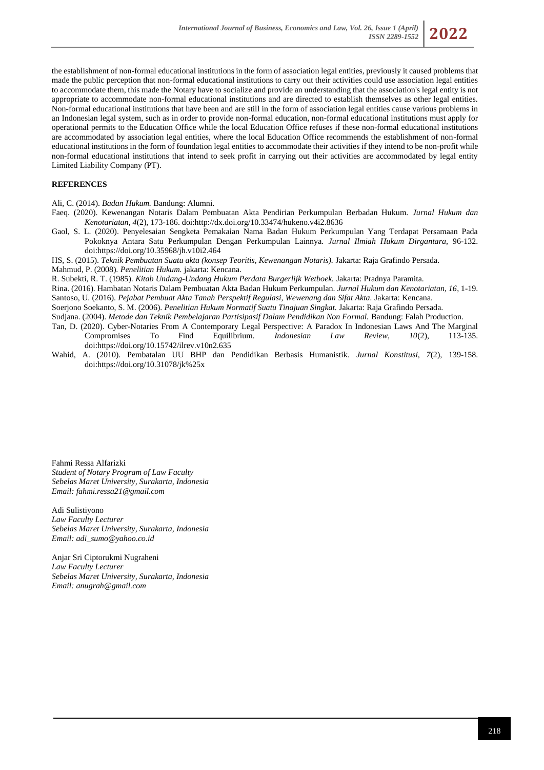the establishment of non-formal educational institutions in the form of association legal entities, previously it caused problems that made the public perception that non-formal educational institutions to carry out their activities could use association legal entities to accommodate them, this made the Notary have to socialize and provide an understanding that the association's legal entity is not appropriate to accommodate non-formal educational institutions and are directed to establish themselves as other legal entities. Non-formal educational institutions that have been and are still in the form of association legal entities cause various problems in an Indonesian legal system, such as in order to provide non-formal education, non-formal educational institutions must apply for operational permits to the Education Office while the local Education Office refuses if these non-formal educational institutions are accommodated by association legal entities, where the local Education Office recommends the establishment of non-formal educational institutions in the form of foundation legal entities to accommodate their activities if they intend to be non-profit while non-formal educational institutions that intend to seek profit in carrying out their activities are accommodated by legal entity Limited Liability Company (PT).

## REFERENCES

Ali, C. (2014). *Badan Hukum.* Bandung: Alumni.

Faeq. (2020). Kewenangan Notaris Dalam Pembuatan Akta Pendirian Perkumpulan Berbadan Hukum. *Jurnal Hukum dan Kenotariatan, 4*(2), 173-186. doi:http://dx.doi.org/10.33474/hukeno.v4i2.8636

Gaol, S. L. (2020). Penyelesaian Sengketa Pemakaian Nama Badan Hukum Perkumpulan Yang Terdapat Persamaan Pada Pokoknya Antara Satu Perkumpulan Dengan Perkumpulan Lainnya. *Jurnal Ilmiah Hukum Dirgantara*, 96-132. doi:https://doi.org/10.35968/jh.v10i2.464

HS, S. (2015). *Teknik Pembuatan Suatu akta (konsep Teoritis, Kewenangan Notaris).* Jakarta: Raja Grafindo Persada.

Mahmud, P. (2008). *Penelitian Hukum.* jakarta: Kencana.

R. Subekti, R. T. (1985). *Kitab Undang-Undang Hukum Perdata Burgerlijk Wetboek.* Jakarta: Pradnya Paramita.

Rina. (2016). Hambatan Notaris Dalam Pembuatan Akta Badan Hukum Perkumpulan. *Jurnal Hukum dan Kenotariatan, 16*, 1-19.

Santoso, U. (2016). *Pejabat Pembuat Akta Tanah Perspektif Regulasi, Wewenang dan Sifat Akta.* Jakarta: Kencana.

Soerjono Soekanto, S. M. (2006). *Penelitian Hukum Normatif Suatu Tinajuan Singkat.* Jakarta: Raja Grafindo Persada.

Sudjana. (2004). *Metode dan Teknik Pembelajaran Partisipasif Dalam Pendidikan Non Formal.* Bandung: Falah Production.

Tan, D. (2020). Cyber-Notaries From A Contemporary Legal Perspective: A Paradox In Indonesian Laws And The Marginal Compromises To Find Equilibrium. *Indonesian Law Review, 10*(2), 113-135. doi:https://doi.org/10.15742/ilrev.v10n2.635

Wahid, A. (2010). Pembatalan UU BHP dan Pendidikan Berbasis Humanistik. *Jurnal Konstitusi, 7*(2), 139-158. doi:https://doi.org/10.31078/jk%25x

Fahmi Ressa Alfarizki
*Student of Notary Program of Law Faculty*
*Sebelas Maret University, Surakarta, Indonesia*
*Email: fahmi.ressa21@gmail.com*

Adi Sulistiyono
*Law Faculty Lecturer*
*Sebelas Maret University, Surakarta, Indonesia*
*Email: adi_sumo@yahoo.co.id*

Anjar Sri Ciptorukmi Nugraheni
*Law Faculty Lecturer*
*Sebelas Maret University, Surakarta, Indonesia*
*Email: anugrah@gmail.com*